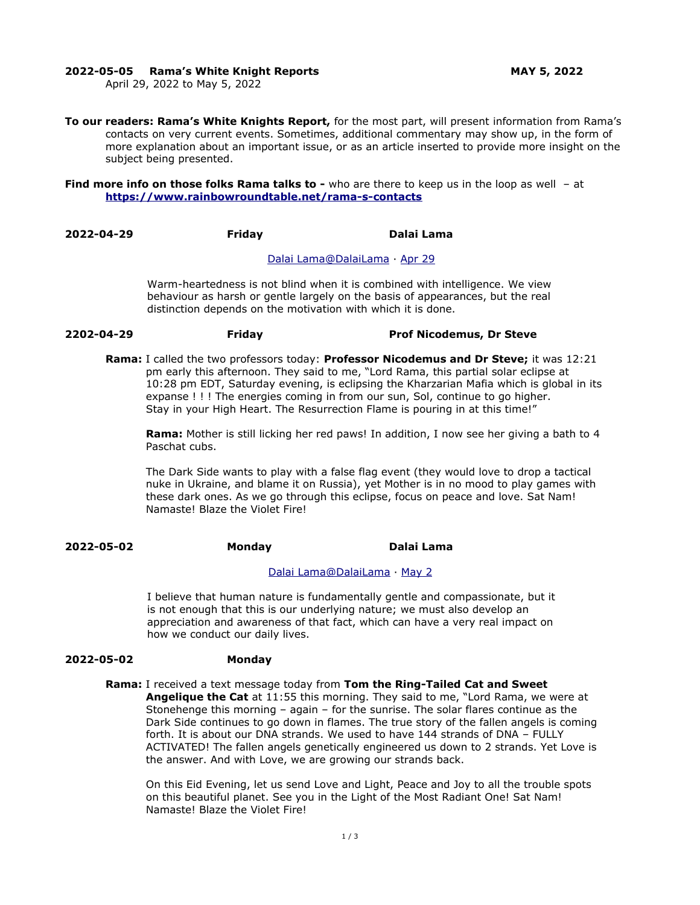**2022-05-05 Rama's White Knight Reports** **MAY 5, 2022**

April 29, 2022 to May 5, 2022

**To our readers: Rama's White Knights Report,** for the most part, will present information from Rama's contacts on very current events. Sometimes, additional commentary may show up, in the form of more explanation about an important issue, or as an article inserted to provide more insight on the subject being presented.

**Find more info on those folks Rama talks to -** who are there to keep us in the loop as well – at **https://www.rainbowroundtable.net/rama-s-contacts**

**2022-04-29** **Friday** **Dalai Lama**

Dalai Lama@DalaiLama · Apr 29

Warm-heartedness is not blind when it is combined with intelligence. We view behaviour as harsh or gentle largely on the basis of appearances, but the real distinction depends on the motivation with which it is done.

**2202-04-29** **Friday** **Prof Nicodemus, Dr Steve**

**Rama:** I called the two professors today: **Professor Nicodemus and Dr Steve;** it was 12:21 pm early this afternoon. They said to me, "Lord Rama, this partial solar eclipse at 10:28 pm EDT, Saturday evening, is eclipsing the Kharzarian Mafia which is global in its expanse ! ! ! The energies coming in from our sun, Sol, continue to go higher. Stay in your High Heart. The Resurrection Flame is pouring in at this time!"

**Rama:** Mother is still licking her red paws! In addition, I now see her giving a bath to 4 Paschat cubs.

The Dark Side wants to play with a false flag event (they would love to drop a tactical nuke in Ukraine, and blame it on Russia), yet Mother is in no mood to play games with these dark ones. As we go through this eclipse, focus on peace and love. Sat Nam! Namaste! Blaze the Violet Fire!

**2022-05-02** **Monday** **Dalai Lama**

Dalai Lama@DalaiLama · May 2

I believe that human nature is fundamentally gentle and compassionate, but it is not enough that this is our underlying nature; we must also develop an appreciation and awareness of that fact, which can have a very real impact on how we conduct our daily lives.

**2022-05-02** **Monday**

**Rama:** I received a text message today from **Tom the Ring-Tailed Cat and Sweet Angelique the Cat** at 11:55 this morning. They said to me, "Lord Rama, we were at Stonehenge this morning – again – for the sunrise. The solar flares continue as the Dark Side continues to go down in flames. The true story of the fallen angels is coming forth. It is about our DNA strands. We used to have 144 strands of DNA – FULLY ACTIVATED! The fallen angels genetically engineered us down to 2 strands. Yet Love is the answer. And with Love, we are growing our strands back.

On this Eid Evening, let us send Love and Light, Peace and Joy to all the trouble spots on this beautiful planet. See you in the Light of the Most Radiant One! Sat Nam! Namaste! Blaze the Violet Fire!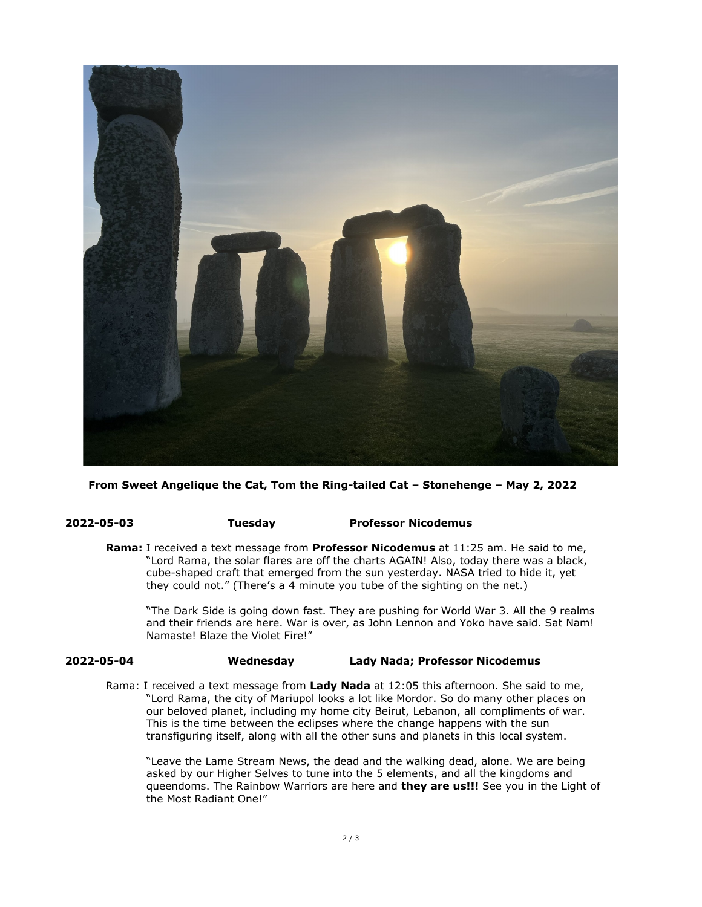**From Sweet Angelique the Cat, Tom the Ring-tailed Cat – Stonehenge – May 2, 2022**

**2022-05-03 Tuesday Professor Nicodemus**

**Rama:** I received a text message from **Professor Nicodemus** at 11:25 am. He said to me, "Lord Rama, the solar flares are off the charts AGAIN! Also, today there was a black, cube-shaped craft that emerged from the sun yesterday. NASA tried to hide it, yet they could not." (There's a 4 minute you tube of the sighting on the net.)

"The Dark Side is going down fast. They are pushing for World War 3. All the 9 realms and their friends are here. War is over, as John Lennon and Yoko have said. Sat Nam! Namaste! Blaze the Violet Fire!"

**2022-05-04 Wednesday Lady Nada; Professor Nicodemus**

Rama: I received a text message from **Lady Nada** at 12:05 this afternoon. She said to me, "Lord Rama, the city of Mariupol looks a lot like Mordor. So do many other places on our beloved planet, including my home city Beirut, Lebanon, all compliments of war. This is the time between the eclipses where the change happens with the sun transfiguring itself, along with all the other suns and planets in this local system.

"Leave the Lame Stream News, the dead and the walking dead, alone. We are being asked by our Higher Selves to tune into the 5 elements, and all the kingdoms and queendoms. The Rainbow Warriors are here and **they are us!!!** See you in the Light of the Most Radiant One!"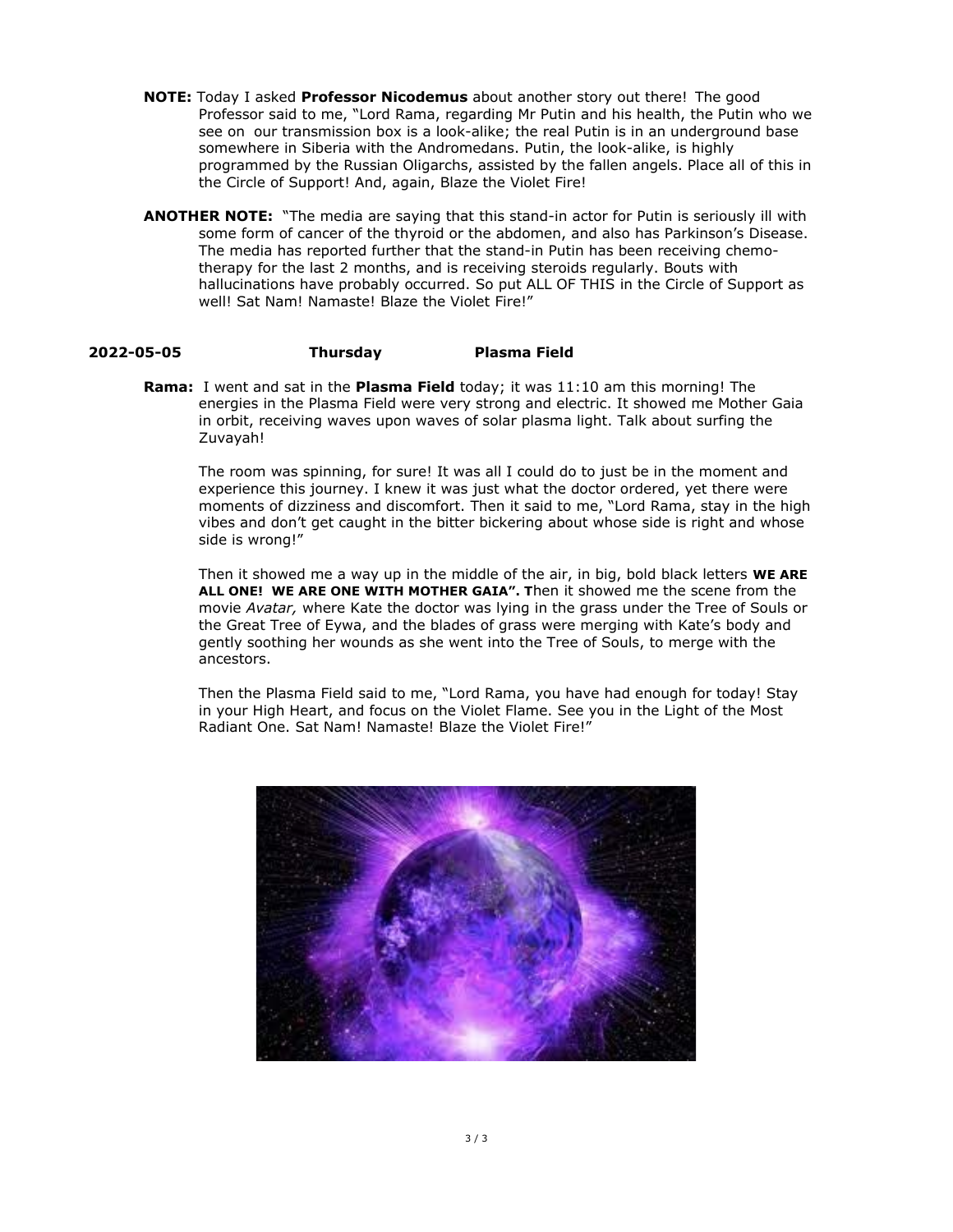**NOTE:** Today I asked **Professor Nicodemus** about another story out there! The good Professor said to me, "Lord Rama, regarding Mr Putin and his health, the Putin who we see on our transmission box is a look-alike; the real Putin is in an underground base somewhere in Siberia with the Andromedans. Putin, the look-alike, is highly programmed by the Russian Oligarchs, assisted by the fallen angels. Place all of this in the Circle of Support! And, again, Blaze the Violet Fire!

**ANOTHER NOTE:** "The media are saying that this stand-in actor for Putin is seriously ill with some form of cancer of the thyroid or the abdomen, and also has Parkinson's Disease. The media has reported further that the stand-in Putin has been receiving chemo-therapy for the last 2 months, and is receiving steroids regularly. Bouts with hallucinations have probably occurred. So put ALL OF THIS in the Circle of Support as well! Sat Nam! Namaste! Blaze the Violet Fire!"

**2022-05-05 Thursday Plasma Field**

**Rama:** I went and sat in the **Plasma Field** today; it was 11:10 am this morning! The energies in the Plasma Field were very strong and electric. It showed me Mother Gaia in orbit, receiving waves upon waves of solar plasma light. Talk about surfing the Zuvayah!

The room was spinning, for sure! It was all I could do to just be in the moment and experience this journey. I knew it was just what the doctor ordered, yet there were moments of dizziness and discomfort. Then it said to me, "Lord Rama, stay in the high vibes and don't get caught in the bitter bickering about whose side is right and whose side is wrong!"

Then it showed me a way up in the middle of the air, in big, bold black letters **WE ARE ALL ONE! WE ARE ONE WITH MOTHER GAIA". T**hen it showed me the scene from the movie *Avatar,* where Kate the doctor was lying in the grass under the Tree of Souls or the Great Tree of Eywa, and the blades of grass were merging with Kate's body and gently soothing her wounds as she went into the Tree of Souls, to merge with the ancestors.

Then the Plasma Field said to me, "Lord Rama, you have had enough for today! Stay in your High Heart, and focus on the Violet Flame. See you in the Light of the Most Radiant One. Sat Nam! Namaste! Blaze the Violet Fire!"